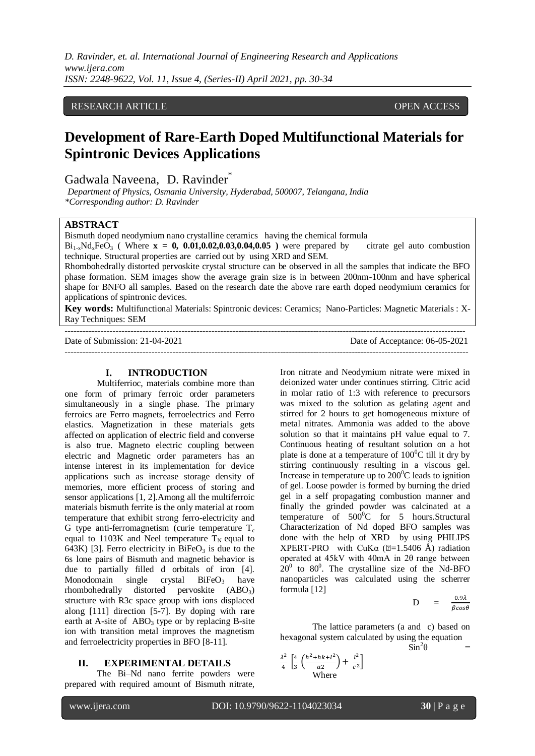RESEARCH ARTICLE OPEN ACCESS

# Development of Rare-Earth Doped Multifunctional Materials for Spintronic Devices Applications

Gadwala Naveena, D. Ravinder*

*Department of Physics, Osmania University, Hyderabad, 500007, Telangana, India*
**Corresponding author: D. Ravinder*

## ABSTRACT

Bismuth doped neodymium nano crystalline ceramics having the chemical formula $Bi_{1-x}Nd_xFeO_3$ ( Where **x = 0, 0.01,0.02,0.03,0.04,0.05 )** were prepared by citrate gel auto combustion technique. Structural properties are carried out by using XRD and SEM.

Rhombohedrally distorted pervoskite crystal structure can be observed in all the samples that indicate the BFO phase formation. SEM images show the average grain size is in between 200nm-100nm and have spherical shape for BNFO all samples. Based on the research date the above rare earth doped neodymium ceramics for applications of spintronic devices.

**Key words:** Multifunctional Materials: Spintronic devices: Ceramics; Nano-Particles: Magnetic Materials : X-Ray Techniques: SEM

Date of Submission: 21-04-2021 Date of Acceptance: 06-05-2021

## I. INTRODUCTION

Multiferrioc, materials combine more than one form of primary ferroic order parameters simultaneously in a single phase. The primary ferroics are Ferro magnets, ferroelectrics and Ferro elastics. Magnetization in these materials gets affected on application of electric field and converse is also true. Magneto electric coupling between electric and Magnetic order parameters has an intense interest in its implementation for device applications such as increase storage density of memories, more efficient process of storing and sensor applications [1, 2].Among all the multiferroic materials bismuth ferrite is the only material at room temperature that exhibit strong ferro-electricity and G type anti-ferromagnetism (curie temperature $T_c$ equal to 1103K and Neel temperature $T_N$ equal to 643K) [3]. Ferro electricity in $BiFeO_3$ is due to the 6s lone pairs of Bismuth and magnetic behavior is due to partially filled d orbitals of iron [4]. Monodomain single crystal $BiFeO_3$ have rhombohedrally distorted pervoskite ($ABO_3$) structure with R3c space group with ions displaced along [111] direction [5-7]. By doping with rare earth at A-site of $ABO_3$ type or by replacing B-site ion with transition metal improves the magnetism and ferroelectricity properties in BFO [8-11].

## II. EXPERIMENTAL DETAILS

The Bi–Nd nano ferrite powders were prepared with required amount of Bismuth nitrate, Iron nitrate and Neodymium nitrate were mixed in deionized water under continues stirring. Citric acid in molar ratio of 1:3 with reference to precursors was mixed to the solution as gelating agent and stirred for 2 hours to get homogeneous mixture of metal nitrates. Ammonia was added to the above solution so that it maintains pH value equal to 7. Continuous heating of resultant solution on a hot plate is done at a temperature of $100^0$C till it dry by stirring continuously resulting in a viscous gel. Increase in temperature up to $200^0$C leads to ignition of gel. Loose powder is formed by burning the dried gel in a self propagating combustion manner and finally the grinded powder was calcinated at a temperature of $500^0$C for 5 hours.Structural Characterization of Nd doped BFO samples was done with the help of XRD by using PHILIPS XPERT-PRO with CuKα ($\lambda$=1.5406 Å) radiation operated at 45kV with 40mA in 2θ range between $20^0$ to $80^0$. The crystalline size of the Nd-BFO nanoparticles was calculated using the scherrer formula [12]

$$D = \frac{0.9\lambda}{\beta cos\theta}$$

The lattice parameters (a and c) based on hexagonal system calculated by using the equation

$$Sin^2\theta = \frac{\lambda^2}{4}\left[\frac{4}{3}\left(\frac{h^2+hk+l^2}{a2}\right)+\frac{l^2}{c^2}\right]$$

Where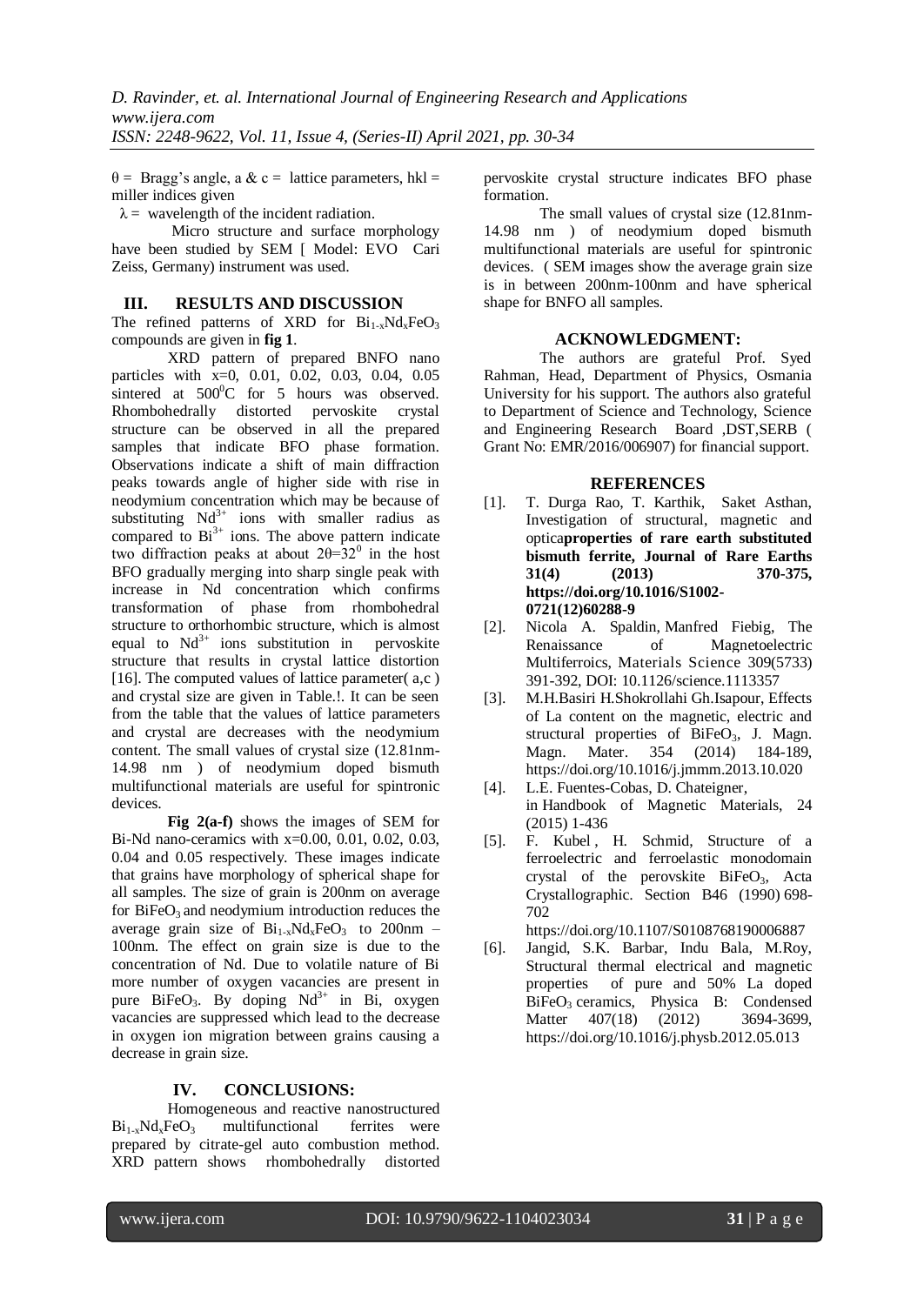θ = Bragg's angle, a & c = lattice parameters, hkl = miller indices given

λ = wavelength of the incident radiation.

Micro structure and surface morphology have been studied by SEM [ Model: EVO Cari Zeiss, Germany) instrument was used.

## III. RESULTS AND DISCUSSION

The refined patterns of XRD for $Bi_{1-x}Nd_xFeO_3$ compounds are given in **fig 1**.

XRD pattern of prepared BNFO nano particles with x=0, 0.01, 0.02, 0.03, 0.04, 0.05 sintered at $500^0$C for 5 hours was observed. Rhombohedrally distorted pervoskite crystal structure can be observed in all the prepared samples that indicate BFO phase formation. Observations indicate a shift of main diffraction peaks towards angle of higher side with rise in neodymium concentration which may be because of substituting $Nd^{3+}$ ions with smaller radius as compared to $Bi^{3+}$ ions. The above pattern indicate two diffraction peaks at about $2θ=32^0$ in the host BFO gradually merging into sharp single peak with increase in Nd concentration which confirms transformation of phase from rhombohedral structure to orthorhombic structure, which is almost equal to $Nd^{3+}$ ions substitution in pervoskite structure that results in crystal lattice distortion [16]. The computed values of lattice parameter( a,c ) and crystal size are given in Table.!. It can be seen from the table that the values of lattice parameters and crystal are decreases with the neodymium content. The small values of crystal size (12.81nm-14.98 nm ) of neodymium doped bismuth multifunctional materials are useful for spintronic devices.

**Fig 2(a-f)** shows the images of SEM for Bi-Nd nano-ceramics with x=0.00, 0.01, 0.02, 0.03, 0.04 and 0.05 respectively. These images indicate that grains have morphology of spherical shape for all samples. The size of grain is 200nm on average for $BiFeO_3$ and neodymium introduction reduces the average grain size of $Bi_{1-x}Nd_xFeO_3$ to 200nm – 100nm. The effect on grain size is due to the concentration of Nd. Due to volatile nature of Bi more number of oxygen vacancies are present in pure $BiFeO_3$. By doping $Nd^{3+}$ in Bi, oxygen vacancies are suppressed which lead to the decrease in oxygen ion migration between grains causing a decrease in grain size.

## IV. CONCLUSIONS:

Homogeneous and reactive nanostructured $Bi_{1-x}Nd_xFeO_3$ multifunctional ferrites were prepared by citrate-gel auto combustion method. XRD pattern shows rhombohedrally distorted pervoskite crystal structure indicates BFO phase formation.

The small values of crystal size (12.81nm-14.98 nm ) of neodymium doped bismuth multifunctional materials are useful for spintronic devices. ( SEM images show the average grain size is in between 200nm-100nm and have spherical shape for BNFO all samples.

## ACKNOWLEDGMENT:

The authors are grateful Prof. Syed Rahman, Head, Department of Physics, Osmania University for his support. The authors also grateful to Department of Science and Technology, Science and Engineering Research Board ,DST,SERB ( Grant No: EMR/2016/006907) for financial support.

## REFERENCES

[1]. T. Durga Rao, T. Karthik, Saket Asthan, Investigation of structural, magnetic and optica**properties of rare earth substituted bismuth ferrite, Journal of Rare Earths 31(4) (2013) 370-375, https://doi.org/10.1016/S1002-0721(12)60288-9**

[2]. Nicola A. Spaldin, Manfred Fiebig, The Renaissance of Magnetoelectric Multiferroics, Materials Science 309(5733) 391-392, DOI: 10.1126/science.1113357

[3]. M.H.Basiri H.Shokrollahi Gh.Isapour, Effects of La content on the magnetic, electric and structural properties of $BiFeO_3$, J. Magn. Magn. Mater. 354 (2014) 184-189, https://doi.org/10.1016/j.jmmm.2013.10.020

[4]. L.E. Fuentes-Cobas, D. Chateigner, in Handbook of Magnetic Materials, 24 (2015) 1-436

[5]. F. Kubel , H. Schmid, Structure of a ferroelectric and ferroelastic monodomain crystal of the perovskite $BiFeO_3$, Acta Crystallographic. Section B46 (1990) 698-702 https://doi.org/10.1107/S0108768190006887

[6]. Jangid, S.K. Barbar, Indu Bala, M.Roy, Structural thermal electrical and magnetic properties of pure and 50% La doped $BiFeO_3$ ceramics, Physica B: Condensed Matter 407(18) (2012) 3694-3699, https://doi.org/10.1016/j.physb.2012.05.013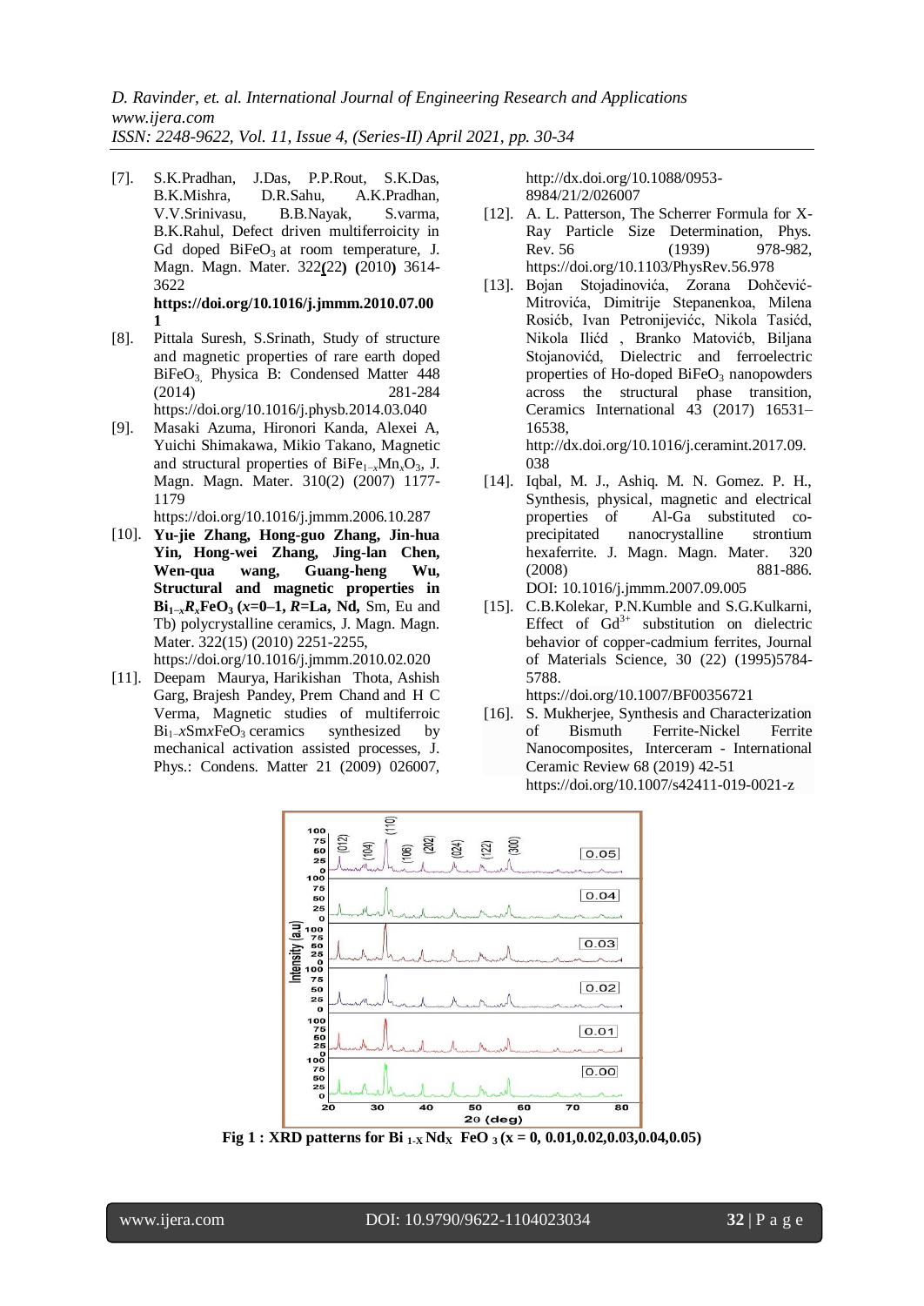[7]. S.K.Pradhan, J.Das, P.P.Rout, S.K.Das, B.K.Mishra, D.R.Sahu, A.K.Pradhan, V.V.Srinivasu, B.B.Nayak, S.varma, B.K.Rahul, Defect driven multiferroicity in Gd doped $BiFeO_3$ at room temperature, J. Magn. Magn. Mater. 322(22) (2010) 3614-3622 **https://doi.org/10.1016/j.jmmm.2010.07.001**

[8]. Pittala Suresh, S.Srinath, Study of structure and magnetic properties of rare earth doped $BiFeO_3$, Physica B: Condensed Matter 448 (2014) 281-284 https://doi.org/10.1016/j.physb.2014.03.040

[9]. Masaki Azuma, Hironori Kanda, Alexei A, Yuichi Shimakawa, Mikio Takano, Magnetic and structural properties of $BiFe_{1-x}Mn_xO_3$, J. Magn. Magn. Mater. 310(2) (2007) 1177-1179 https://doi.org/10.1016/j.jmmm.2006.10.287

[10]. **Yu-jie Zhang, Hong-guo Zhang, Jin-hua Yin, Hong-wei Zhang, Jing-lan Chen, Wen-qua wang, Guang-heng Wu, Structural and magnetic properties in $Bi_{1-x}R_xFeO_3$ ($x$=0–1, $R$=La, Nd,** Sm, Eu and Tb) polycrystalline ceramics, J. Magn. Magn. Mater. 322(15) (2010) 2251-2255, https://doi.org/10.1016/j.jmmm.2010.02.020

[11]. Deepam Maurya, Harikishan Thota, Ashish Garg, Brajesh Pandey, Prem Chand and H C Verma, Magnetic studies of multiferroic $Bi_{1-x}Sm_xFeO_3$ ceramics synthesized by mechanical activation assisted processes, J. Phys.: Condens. Matter 21 (2009) 026007, http://dx.doi.org/10.1088/0953-8984/21/2/026007

[12]. A. L. Patterson, The Scherrer Formula for X-Ray Particle Size Determination, Phys. Rev. 56 (1939) 978-982, https://doi.org/10.1103/PhysRev.56.978

[13]. Bojan Stojadinovića, Zorana Dohčević-Mitrovića, Dimitrije Stepanenkoa, Milena Rosićb, Ivan Petronijevićc, Nikola Tasićd, Nikola Ilićd , Branko Matovićb, Biljana Stojanovićd, Dielectric and ferroelectric properties of Ho-doped $BiFeO_3$ nanopowders across the structural phase transition, Ceramics International 43 (2017) 16531–16538, http://dx.doi.org/10.1016/j.ceramint.2017.09.038

[14]. Iqbal, M. J., Ashiq. M. N. Gomez. P. H., Synthesis, physical, magnetic and electrical properties of Al-Ga substituted co-precipitated nanocrystalline strontium hexaferrite. J. Magn. Magn. Mater. 320 (2008) 881-886. DOI: 10.1016/j.jmmm.2007.09.005

[15]. C.B.Kolekar, P.N.Kumble and S.G.Kulkarni, Effect of $Gd^{3+}$ substitution on dielectric behavior of copper-cadmium ferrites, Journal of Materials Science, 30 (22) (1995)5784-5788. https://doi.org/10.1007/BF00356721

[16]. S. Mukherjee, Synthesis and Characterization of Bismuth Ferrite-Nickel Ferrite Nanocomposites, Interceram - International Ceramic Review 68 (2019) 42-51 https://doi.org/10.1007/s42411-019-0021-z

**Fig 1 : XRD patterns for $Bi_{1-X}Nd_XFeO_3$ (x = 0, 0.01,0.02,0.03,0.04,0.05)**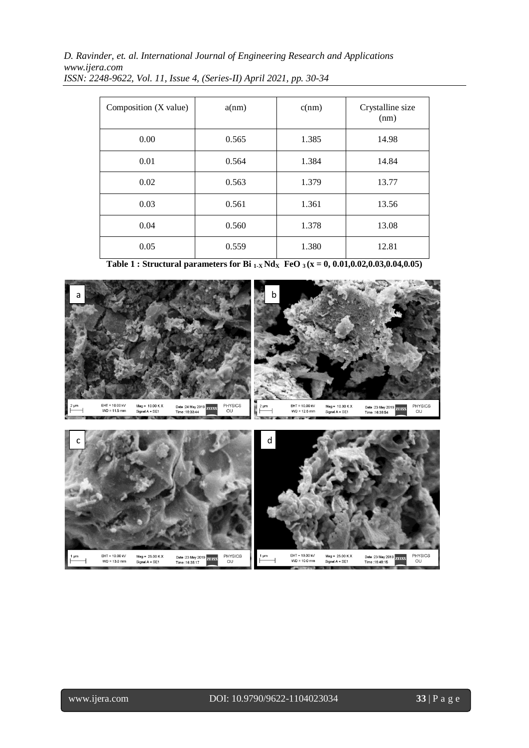| Composition (X value) | a(nm) | c(nm) | Crystalline size (nm) |
|---|---|---|---|
| 0.00 | 0.565 | 1.385 | 14.98 |
| 0.01 | 0.564 | 1.384 | 14.84 |
| 0.02 | 0.563 | 1.379 | 13.77 |
| 0.03 | 0.561 | 1.361 | 13.56 |
| 0.04 | 0.560 | 1.378 | 13.08 |
| 0.05 | 0.559 | 1.380 | 12.81 |

**Table 1 : Structural parameters for $Bi_{1-X}Nd_XFeO_3$ (x = 0, 0.01,0.02,0.03,0.04,0.05)**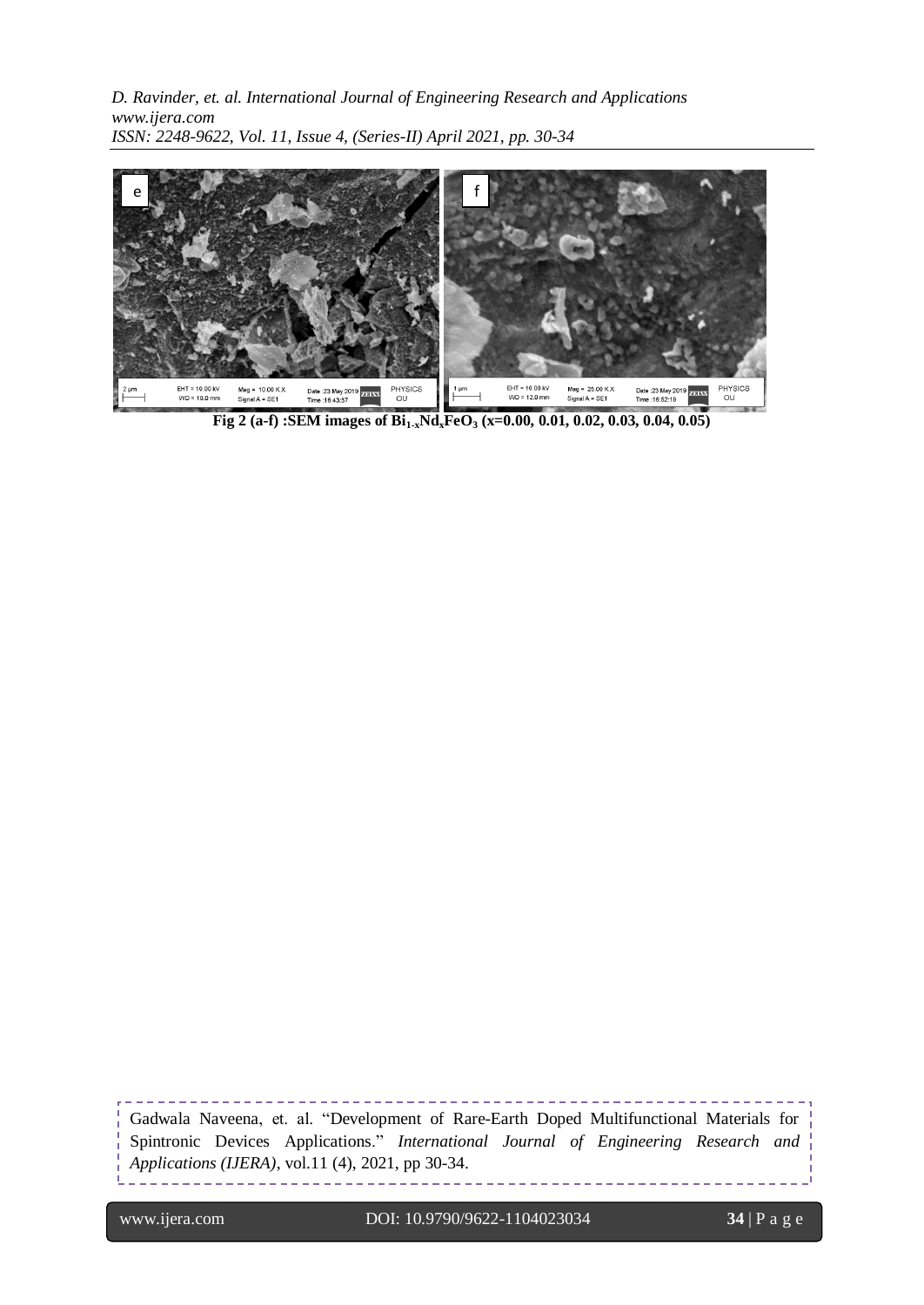e

2 μm EHT = 10.00 kV WD = 10.0 mm Mag = 10.00 K X Signal A = SE1 Date :23 May 2019 Time :16:43:37 ZEISS PHYSICS OU

f

1 μm EHT = 10.00 kV WD = 12.0 mm Mag = 25.00 K X Signal A = SE1 Date :23 May 2019 Time :16:52:18 ZEISS PHYSICS OU

**Fig 2 (a-f) :SEM images of $Bi_{1-x}Nd_xFeO_3$ (x=0.00, 0.01, 0.02, 0.03, 0.04, 0.05)**

Gadwala Naveena, et. al. "Development of Rare-Earth Doped Multifunctional Materials for Spintronic Devices Applications." *International Journal of Engineering Research and Applications (IJERA)*, vol.11 (4), 2021, pp 30-34.